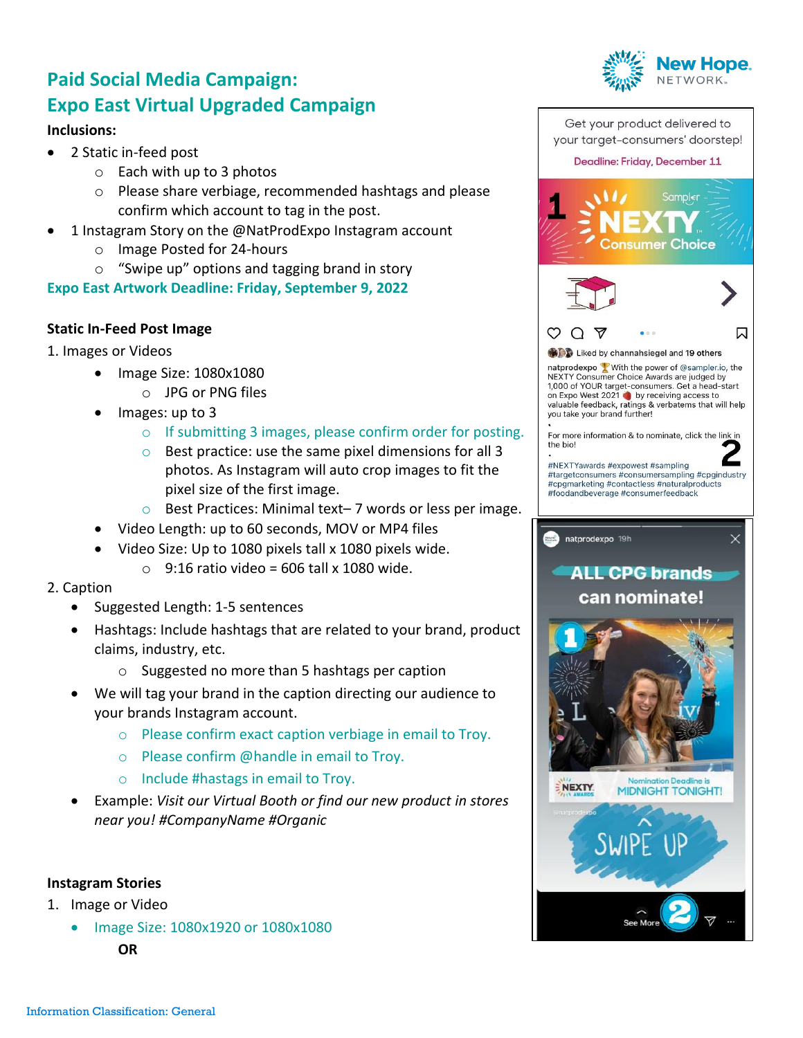# Paid Social Media Campaign:
# Expo East Virtual Upgraded Campaign

**Inclusions:**

- 2 Static in-feed post
  - Each with up to 3 photos
  - Please share verbiage, recommended hashtags and please confirm which account to tag in the post.
- 1 Instagram Story on the @NatProdExpo Instagram account
  - Image Posted for 24-hours
  - "Swipe up" options and tagging brand in story

**Expo East Artwork Deadline: Friday, September 9, 2022**

### Static In-Feed Post Image

1. Images or Videos
   - Image Size: 1080x1080
     - JPG or PNG files
   - Images: up to 3
     - If submitting 3 images, please confirm order for posting.
     - Best practice: use the same pixel dimensions for all 3 photos. As Instagram will auto crop images to fit the pixel size of the first image.
     - Best Practices: Minimal text– 7 words or less per image.
   - Video Length: up to 60 seconds, MOV or MP4 files
   - Video Size: Up to 1080 pixels tall x 1080 pixels wide.
     - 9:16 ratio video = 606 tall x 1080 wide.
2. Caption
   - Suggested Length: 1-5 sentences
   - Hashtags: Include hashtags that are related to your brand, product claims, industry, etc.
     - Suggested no more than 5 hashtags per caption
   - We will tag your brand in the caption directing our audience to your brands Instagram account.
     - Please confirm exact caption verbiage in email to Troy.
     - Please confirm @handle in email to Troy.
     - Include #hastags in email to Troy.
   - Example: *Visit our Virtual Booth or find our new product in stores near you! #CompanyName #Organic*

### Instagram Stories

1. Image or Video
   - Image Size: 1080x1920 or 1080x1080

     **OR**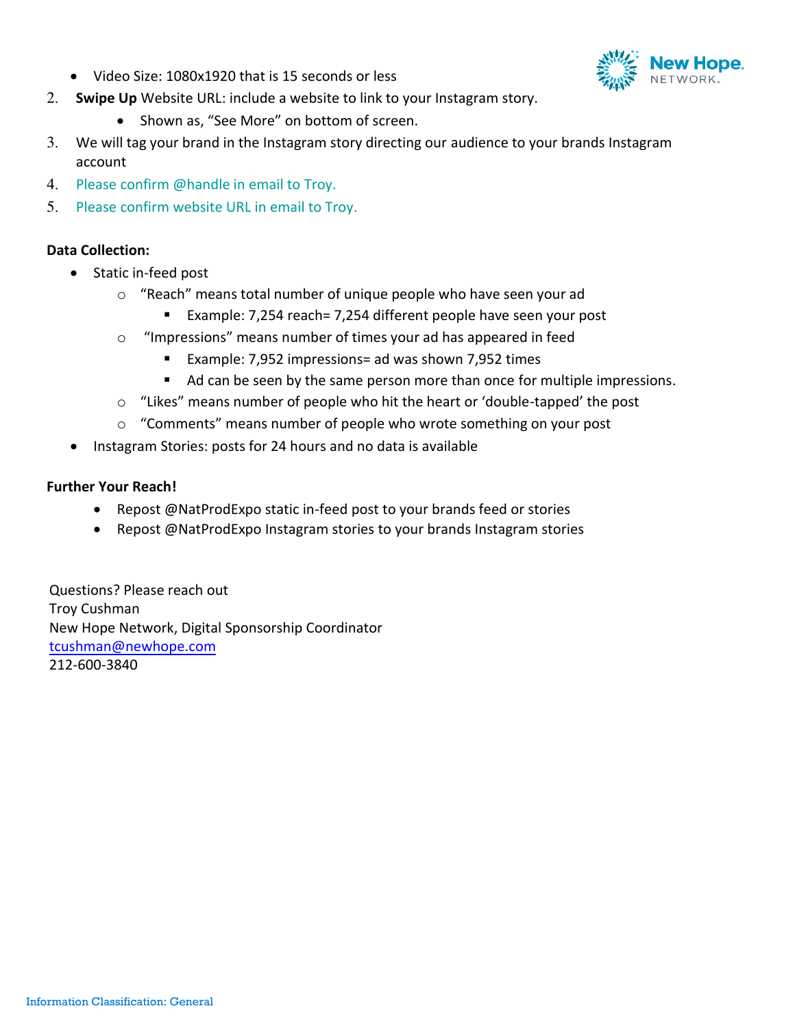- Video Size: 1080x1920 that is 15 seconds or less

2. **Swipe Up** Website URL: include a website to link to your Instagram story.
    - Shown as, "See More" on bottom of screen.
3. We will tag your brand in the Instagram story directing our audience to your brands Instagram account
4. Please confirm @handle in email to Troy.
5. Please confirm website URL in email to Troy.

**Data Collection:**

- Static in-feed post
    - "Reach" means total number of unique people who have seen your ad
        - Example: 7,254 reach= 7,254 different people have seen your post
    - "Impressions" means number of times your ad has appeared in feed
        - Example: 7,952 impressions= ad was shown 7,952 times
        - Ad can be seen by the same person more than once for multiple impressions.
    - "Likes" means number of people who hit the heart or 'double-tapped' the post
    - "Comments" means number of people who wrote something on your post
- Instagram Stories: posts for 24 hours and no data is available

**Further Your Reach!**

- Repost @NatProdExpo static in-feed post to your brands feed or stories
- Repost @NatProdExpo Instagram stories to your brands Instagram stories

Questions? Please reach out
Troy Cushman
New Hope Network, Digital Sponsorship Coordinator
tcushman@newhope.com
212-600-3840

Information Classification: General